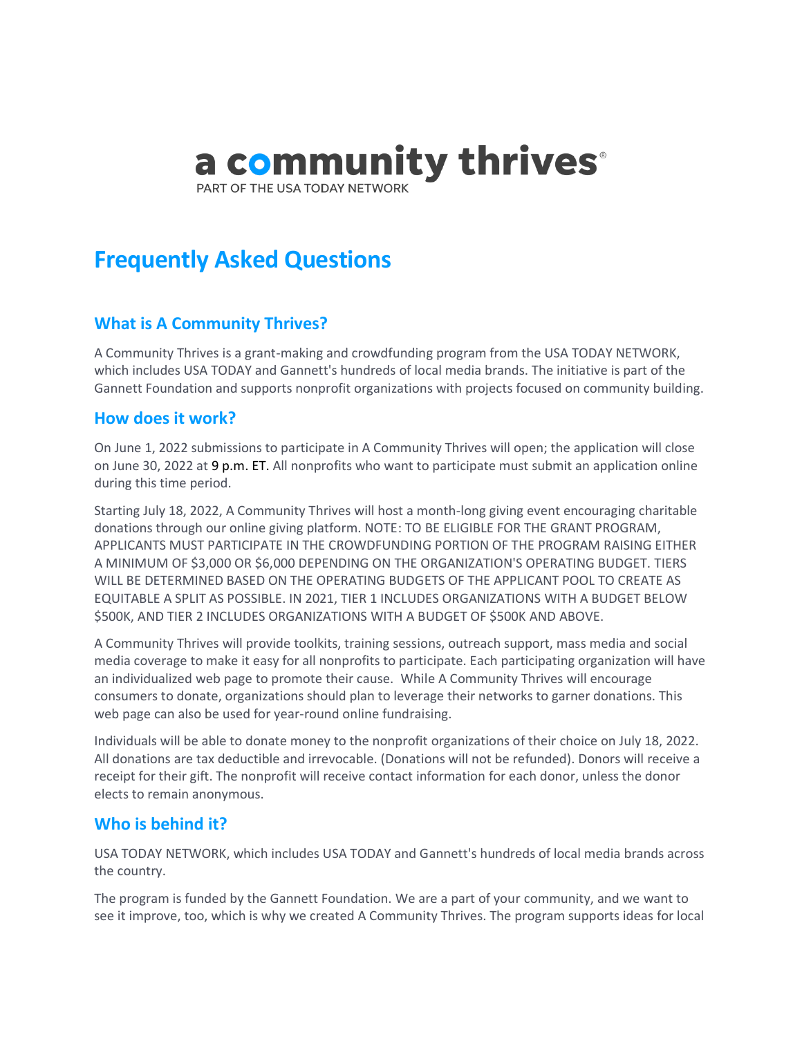a community thrives®

PART OF THE USA TODAY NETWORK

# Frequently Asked Questions

## What is A Community Thrives?

A Community Thrives is a grant-making and crowdfunding program from the USA TODAY NETWORK, which includes USA TODAY and Gannett's hundreds of local media brands. The initiative is part of the Gannett Foundation and supports nonprofit organizations with projects focused on community building.

## How does it work?

On June 1, 2022 submissions to participate in A Community Thrives will open; the application will close on June 30, 2022 at 9 p.m. ET. All nonprofits who want to participate must submit an application online during this time period.

Starting July 18, 2022, A Community Thrives will host a month-long giving event encouraging charitable donations through our online giving platform. NOTE: TO BE ELIGIBLE FOR THE GRANT PROGRAM, APPLICANTS MUST PARTICIPATE IN THE CROWDFUNDING PORTION OF THE PROGRAM RAISING EITHER A MINIMUM OF $3,000 OR $6,000 DEPENDING ON THE ORGANIZATION'S OPERATING BUDGET. TIERS WILL BE DETERMINED BASED ON THE OPERATING BUDGETS OF THE APPLICANT POOL TO CREATE AS EQUITABLE A SPLIT AS POSSIBLE. IN 2021, TIER 1 INCLUDES ORGANIZATIONS WITH A BUDGET BELOW $500K, AND TIER 2 INCLUDES ORGANIZATIONS WITH A BUDGET OF $500K AND ABOVE.

A Community Thrives will provide toolkits, training sessions, outreach support, mass media and social media coverage to make it easy for all nonprofits to participate. Each participating organization will have an individualized web page to promote their cause. While A Community Thrives will encourage consumers to donate, organizations should plan to leverage their networks to garner donations. This web page can also be used for year-round online fundraising.

Individuals will be able to donate money to the nonprofit organizations of their choice on July 18, 2022. All donations are tax deductible and irrevocable. (Donations will not be refunded). Donors will receive a receipt for their gift. The nonprofit will receive contact information for each donor, unless the donor elects to remain anonymous.

## Who is behind it?

USA TODAY NETWORK, which includes USA TODAY and Gannett's hundreds of local media brands across the country.

The program is funded by the Gannett Foundation. We are a part of your community, and we want to see it improve, too, which is why we created A Community Thrives. The program supports ideas for local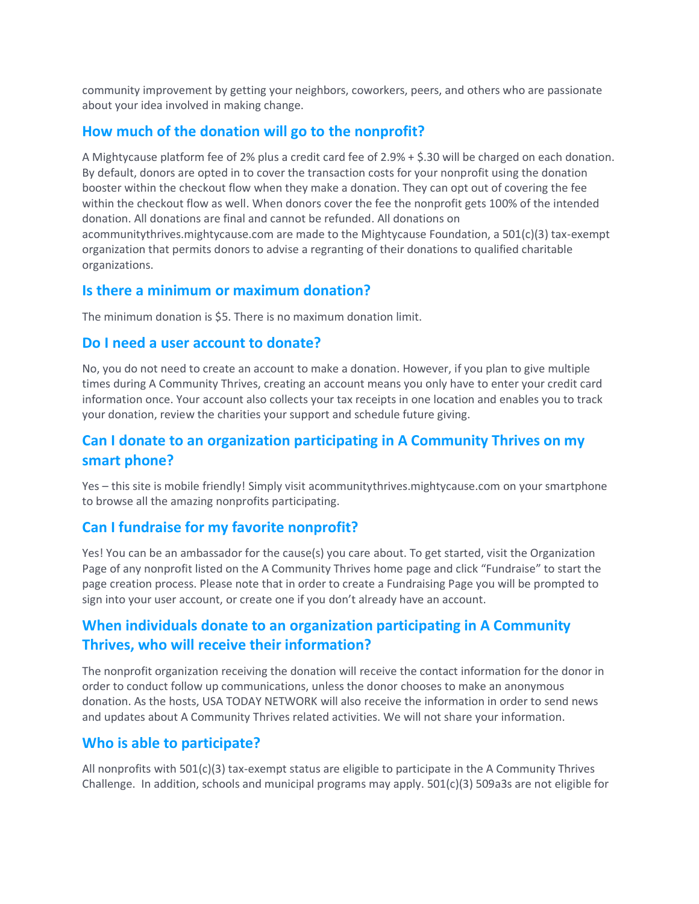community improvement by getting your neighbors, coworkers, peers, and others who are passionate about your idea involved in making change.

## How much of the donation will go to the nonprofit?

A Mightycause platform fee of 2% plus a credit card fee of 2.9% + $.30 will be charged on each donation. By default, donors are opted in to cover the transaction costs for your nonprofit using the donation booster within the checkout flow when they make a donation. They can opt out of covering the fee within the checkout flow as well. When donors cover the fee the nonprofit gets 100% of the intended donation. All donations are final and cannot be refunded. All donations on acommunitythrives.mightycause.com are made to the Mightycause Foundation, a 501(c)(3) tax-exempt organization that permits donors to advise a regranting of their donations to qualified charitable organizations.

## Is there a minimum or maximum donation?

The minimum donation is $5. There is no maximum donation limit.

## Do I need a user account to donate?

No, you do not need to create an account to make a donation. However, if you plan to give multiple times during A Community Thrives, creating an account means you only have to enter your credit card information once. Your account also collects your tax receipts in one location and enables you to track your donation, review the charities your support and schedule future giving.

## Can I donate to an organization participating in A Community Thrives on my smart phone?

Yes – this site is mobile friendly! Simply visit acommunitythrives.mightycause.com on your smartphone to browse all the amazing nonprofits participating.

## Can I fundraise for my favorite nonprofit?

Yes! You can be an ambassador for the cause(s) you care about. To get started, visit the Organization Page of any nonprofit listed on the A Community Thrives home page and click "Fundraise" to start the page creation process. Please note that in order to create a Fundraising Page you will be prompted to sign into your user account, or create one if you don't already have an account.

## When individuals donate to an organization participating in A Community Thrives, who will receive their information?

The nonprofit organization receiving the donation will receive the contact information for the donor in order to conduct follow up communications, unless the donor chooses to make an anonymous donation. As the hosts, USA TODAY NETWORK will also receive the information in order to send news and updates about A Community Thrives related activities. We will not share your information.

## Who is able to participate?

All nonprofits with 501(c)(3) tax-exempt status are eligible to participate in the A Community Thrives Challenge. In addition, schools and municipal programs may apply. 501(c)(3) 509a3s are not eligible for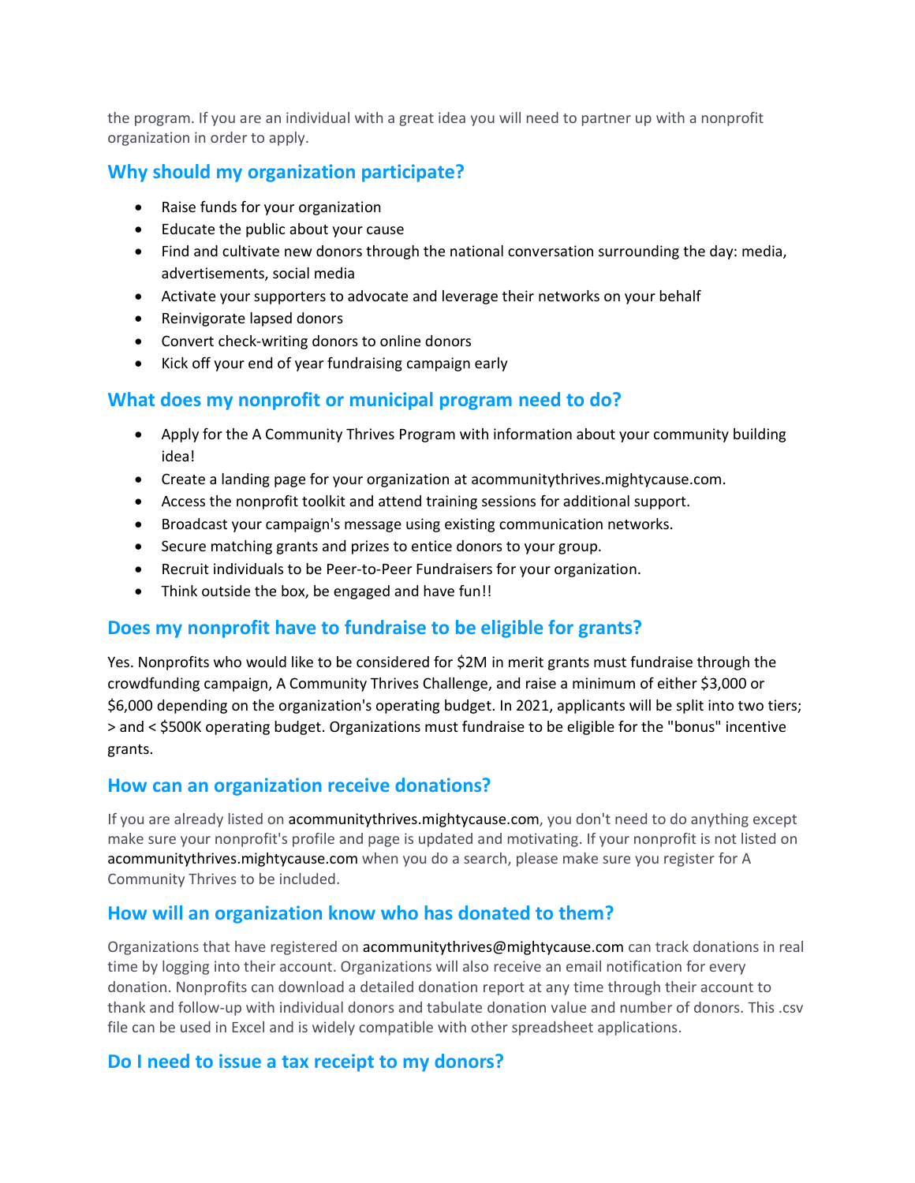the program. If you are an individual with a great idea you will need to partner up with a nonprofit organization in order to apply.

## Why should my organization participate?

- Raise funds for your organization
- Educate the public about your cause
- Find and cultivate new donors through the national conversation surrounding the day: media, advertisements, social media
- Activate your supporters to advocate and leverage their networks on your behalf
- Reinvigorate lapsed donors
- Convert check-writing donors to online donors
- Kick off your end of year fundraising campaign early

## What does my nonprofit or municipal program need to do?

- Apply for the A Community Thrives Program with information about your community building idea!
- Create a landing page for your organization at acommunitythrives.mightycause.com.
- Access the nonprofit toolkit and attend training sessions for additional support.
- Broadcast your campaign's message using existing communication networks.
- Secure matching grants and prizes to entice donors to your group.
- Recruit individuals to be Peer-to-Peer Fundraisers for your organization.
- Think outside the box, be engaged and have fun!!

## Does my nonprofit have to fundraise to be eligible for grants?

Yes. Nonprofits who would like to be considered for $2M in merit grants must fundraise through the crowdfunding campaign, A Community Thrives Challenge, and raise a minimum of either $3,000 or $6,000 depending on the organization's operating budget. In 2021, applicants will be split into two tiers; > and < $500K operating budget. Organizations must fundraise to be eligible for the "bonus" incentive grants.

## How can an organization receive donations?

If you are already listed on acommunitythrives.mightycause.com, you don't need to do anything except make sure your nonprofit's profile and page is updated and motivating. If your nonprofit is not listed on acommunitythrives.mightycause.com when you do a search, please make sure you register for A Community Thrives to be included.

## How will an organization know who has donated to them?

Organizations that have registered on acommunitythrives@mightycause.com can track donations in real time by logging into their account. Organizations will also receive an email notification for every donation. Nonprofits can download a detailed donation report at any time through their account to thank and follow-up with individual donors and tabulate donation value and number of donors. This .csv file can be used in Excel and is widely compatible with other spreadsheet applications.

## Do I need to issue a tax receipt to my donors?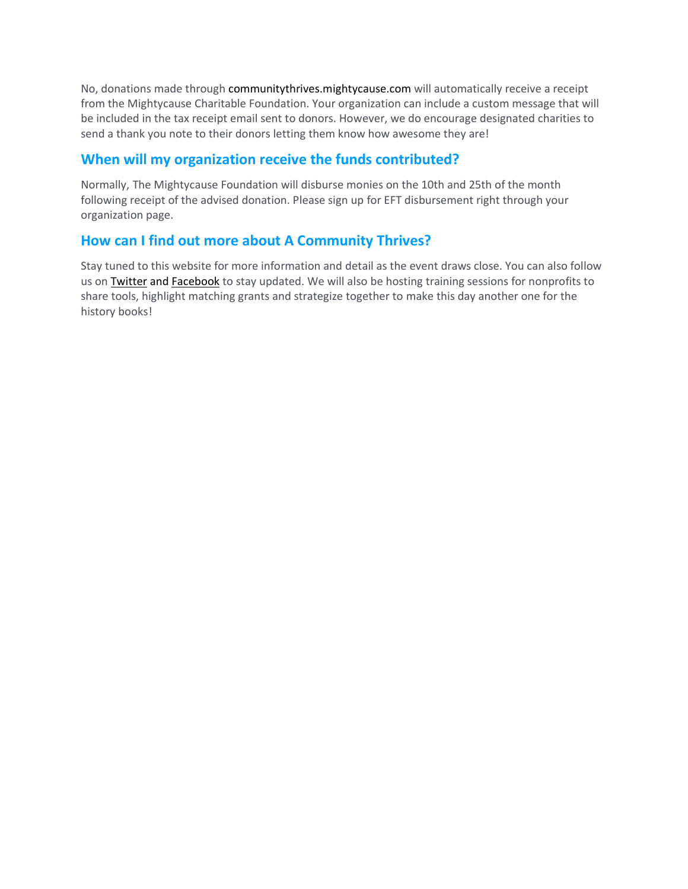No, donations made through communitythrives.mightycause.com will automatically receive a receipt from the Mightycause Charitable Foundation. Your organization can include a custom message that will be included in the tax receipt email sent to donors. However, we do encourage designated charities to send a thank you note to their donors letting them know how awesome they are!

## When will my organization receive the funds contributed?

Normally, The Mightycause Foundation will disburse monies on the 10th and 25th of the month following receipt of the advised donation. Please sign up for EFT disbursement right through your organization page.

## How can I find out more about A Community Thrives?

Stay tuned to this website for more information and detail as the event draws close. You can also follow us on Twitter and Facebook to stay updated. We will also be hosting training sessions for nonprofits to share tools, highlight matching grants and strategize together to make this day another one for the history books!